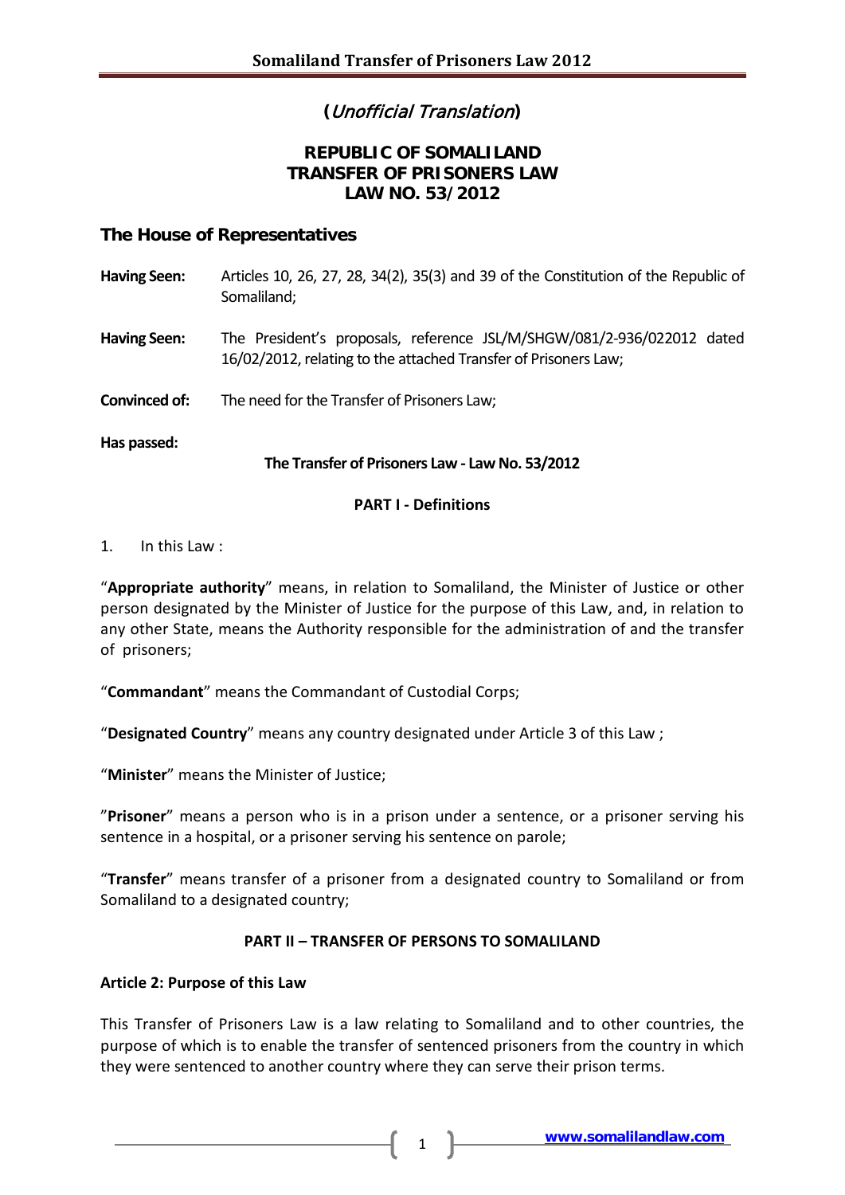**(*Unofficial Translation*)**

# REPUBLIC OF SOMALILAND
# TRANSFER OF PRISONERS LAW
# LAW NO. 53/2012

## The House of Representatives

**Having Seen:** Articles 10, 26, 27, 28, 34(2), 35(3) and 39 of the Constitution of the Republic of Somaliland;

**Having Seen:** The President's proposals, reference JSL/M/SHGW/081/2-936/022012 dated 16/02/2012, relating to the attached Transfer of Prisoners Law;

**Convinced of:** The need for the Transfer of Prisoners Law;

**Has passed:**

**The Transfer of Prisoners Law - Law No. 53/2012**

### PART I - Definitions

1. In this Law :

"**Appropriate authority**" means, in relation to Somaliland, the Minister of Justice or other person designated by the Minister of Justice for the purpose of this Law, and, in relation to any other State, means the Authority responsible for the administration of and the transfer of prisoners;

"**Commandant**" means the Commandant of Custodial Corps;

"**Designated Country**" means any country designated under Article 3 of this Law ;

"**Minister**" means the Minister of Justice;

"**Prisoner**" means a person who is in a prison under a sentence, or a prisoner serving his sentence in a hospital, or a prisoner serving his sentence on parole;

"**Transfer**" means transfer of a prisoner from a designated country to Somaliland or from Somaliland to a designated country;

### PART II – TRANSFER OF PERSONS TO SOMALILAND

**Article 2: Purpose of this Law**

This Transfer of Prisoners Law is a law relating to Somaliland and to other countries, the purpose of which is to enable the transfer of sentenced prisoners from the country in which they were sentenced to another country where they can serve their prison terms.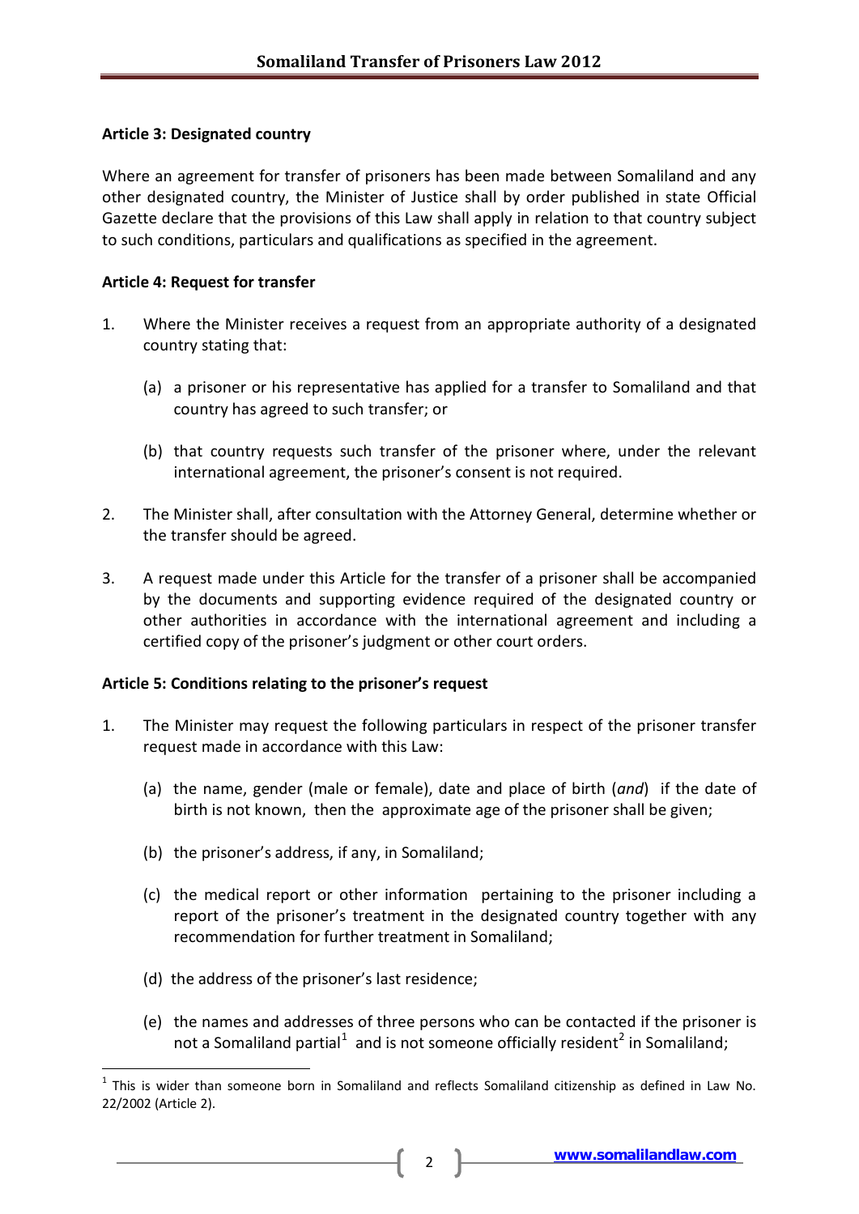**Article 3: Designated country**

Where an agreement for transfer of prisoners has been made between Somaliland and any other designated country, the Minister of Justice shall by order published in state Official Gazette declare that the provisions of this Law shall apply in relation to that country subject to such conditions, particulars and qualifications as specified in the agreement.

**Article 4: Request for transfer**

1. Where the Minister receives a request from an appropriate authority of a designated country stating that:

   (a) a prisoner or his representative has applied for a transfer to Somaliland and that country has agreed to such transfer; or

   (b) that country requests such transfer of the prisoner where, under the relevant international agreement, the prisoner's consent is not required.

2. The Minister shall, after consultation with the Attorney General, determine whether or the transfer should be agreed.

3. A request made under this Article for the transfer of a prisoner shall be accompanied by the documents and supporting evidence required of the designated country or other authorities in accordance with the international agreement and including a certified copy of the prisoner's judgment or other court orders.

**Article 5: Conditions relating to the prisoner's request**

1. The Minister may request the following particulars in respect of the prisoner transfer request made in accordance with this Law:

   (a) the name, gender (male or female), date and place of birth (*and*) if the date of birth is not known, then the approximate age of the prisoner shall be given;

   (b) the prisoner's address, if any, in Somaliland;

   (c) the medical report or other information pertaining to the prisoner including a report of the prisoner's treatment in the designated country together with any recommendation for further treatment in Somaliland;

   (d) the address of the prisoner's last residence;

   (e) the names and addresses of three persons who can be contacted if the prisoner is not a Somaliland partial[1] and is not someone officially resident[2] in Somaliland;

---

[1] This is wider than someone born in Somaliland and reflects Somaliland citizenship as defined in Law No. 22/2002 (Article 2).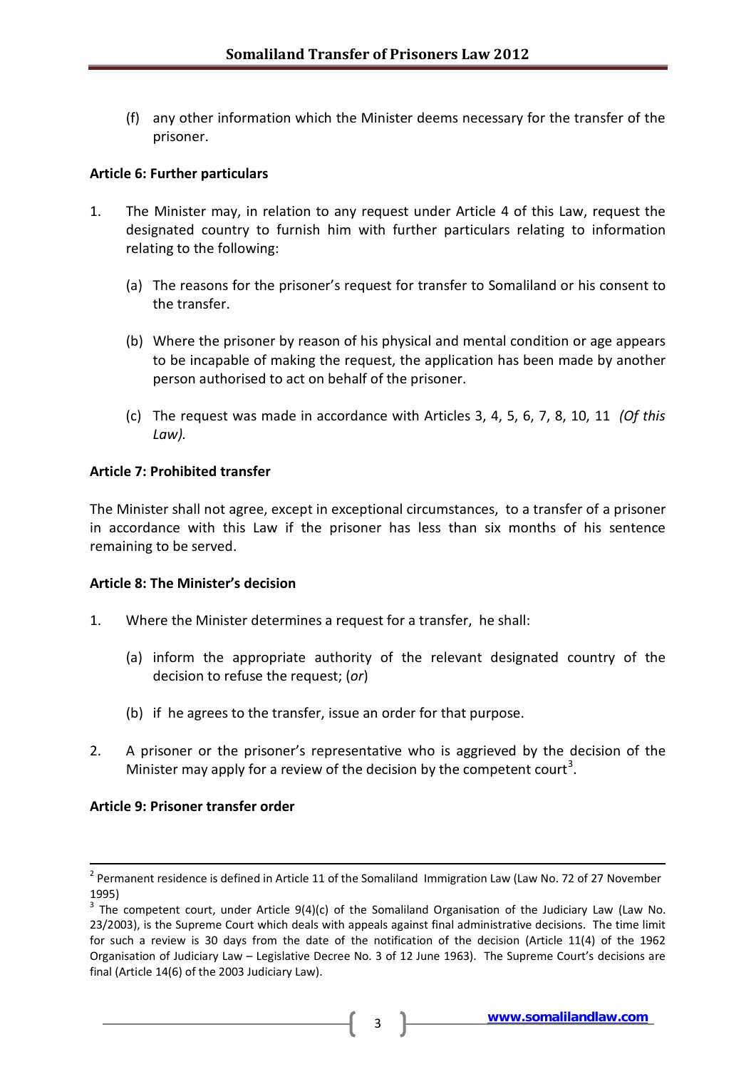(f) any other information which the Minister deems necessary for the transfer of the prisoner.

**Article 6: Further particulars**

1. The Minister may, in relation to any request under Article 4 of this Law, request the designated country to furnish him with further particulars relating to information relating to the following:

   (a) The reasons for the prisoner's request for transfer to Somaliland or his consent to the transfer.

   (b) Where the prisoner by reason of his physical and mental condition or age appears to be incapable of making the request, the application has been made by another person authorised to act on behalf of the prisoner.

   (c) The request was made in accordance with Articles 3, 4, 5, 6, 7, 8, 10, 11 *(Of this Law).*

**Article 7: Prohibited transfer**

The Minister shall not agree, except in exceptional circumstances, to a transfer of a prisoner in accordance with this Law if the prisoner has less than six months of his sentence remaining to be served.

**Article 8: The Minister's decision**

1. Where the Minister determines a request for a transfer, he shall:

   (a) inform the appropriate authority of the relevant designated country of the decision to refuse the request; (*or*)

   (b) if he agrees to the transfer, issue an order for that purpose.

2. A prisoner or the prisoner's representative who is aggrieved by the decision of the Minister may apply for a review of the decision by the competent court[3].

**Article 9: Prisoner transfer order**

---

[2] Permanent residence is defined in Article 11 of the Somaliland Immigration Law (Law No. 72 of 27 November 1995)

[3] The competent court, under Article 9(4)(c) of the Somaliland Organisation of the Judiciary Law (Law No. 23/2003), is the Supreme Court which deals with appeals against final administrative decisions. The time limit for such a review is 30 days from the date of the notification of the decision (Article 11(4) of the 1962 Organisation of Judiciary Law – Legislative Decree No. 3 of 12 June 1963). The Supreme Court's decisions are final (Article 14(6) of the 2003 Judiciary Law).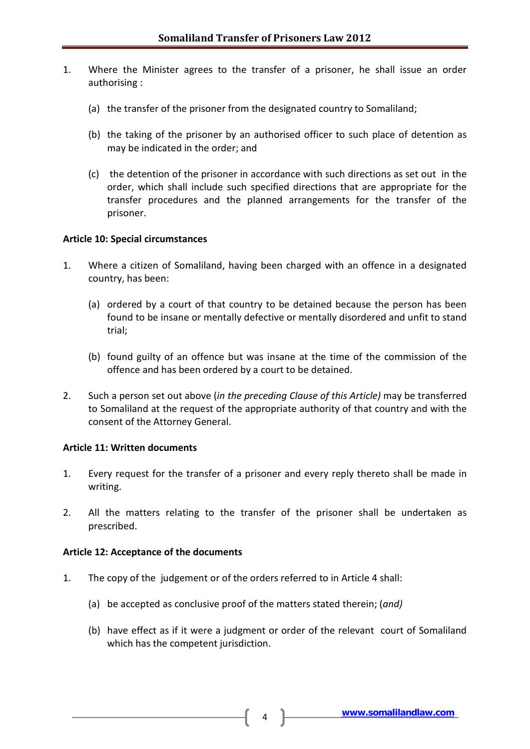1. Where the Minister agrees to the transfer of a prisoner, he shall issue an order authorising :

   (a) the transfer of the prisoner from the designated country to Somaliland;

   (b) the taking of the prisoner by an authorised officer to such place of detention as may be indicated in the order; and

   (c) the detention of the prisoner in accordance with such directions as set out in the order, which shall include such specified directions that are appropriate for the transfer procedures and the planned arrangements for the transfer of the prisoner.

**Article 10: Special circumstances**

1. Where a citizen of Somaliland, having been charged with an offence in a designated country, has been:

   (a) ordered by a court of that country to be detained because the person has been found to be insane or mentally defective or mentally disordered and unfit to stand trial;

   (b) found guilty of an offence but was insane at the time of the commission of the offence and has been ordered by a court to be detained.

2. Such a person set out above (*in the preceding Clause of this Article)* may be transferred to Somaliland at the request of the appropriate authority of that country and with the consent of the Attorney General.

**Article 11: Written documents**

1. Every request for the transfer of a prisoner and every reply thereto shall be made in writing.

2. All the matters relating to the transfer of the prisoner shall be undertaken as prescribed.

**Article 12: Acceptance of the documents**

1. The copy of the judgement or of the orders referred to in Article 4 shall:

   (a) be accepted as conclusive proof of the matters stated therein; (*and)*

   (b) have effect as if it were a judgment or order of the relevant court of Somaliland which has the competent jurisdiction.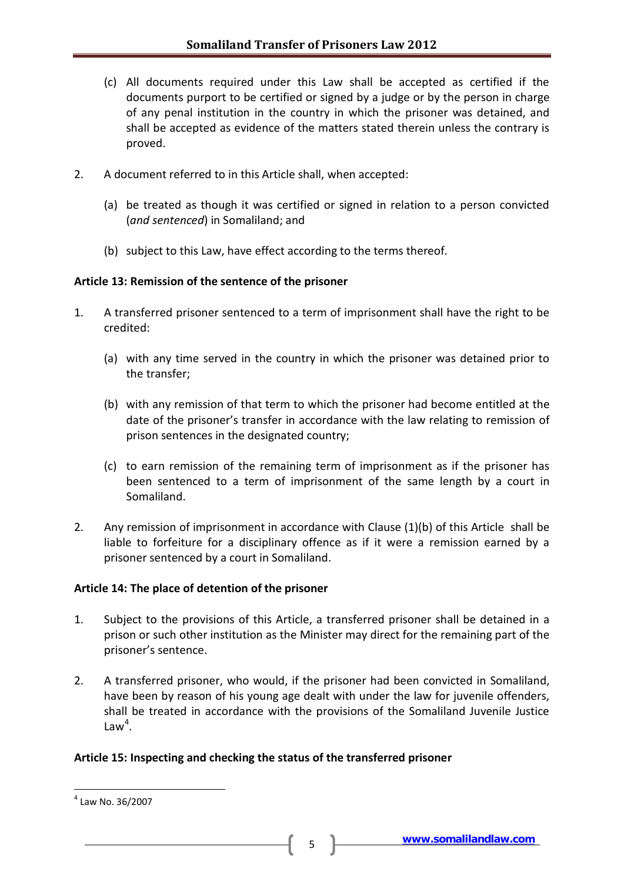(c) All documents required under this Law shall be accepted as certified if the documents purport to be certified or signed by a judge or by the person in charge of any penal institution in the country in which the prisoner was detained, and shall be accepted as evidence of the matters stated therein unless the contrary is proved.

2. A document referred to in this Article shall, when accepted:

   (a) be treated as though it was certified or signed in relation to a person convicted (*and sentenced*) in Somaliland; and

   (b) subject to this Law, have effect according to the terms thereof.

**Article 13: Remission of the sentence of the prisoner**

1. A transferred prisoner sentenced to a term of imprisonment shall have the right to be credited:

   (a) with any time served in the country in which the prisoner was detained prior to the transfer;

   (b) with any remission of that term to which the prisoner had become entitled at the date of the prisoner's transfer in accordance with the law relating to remission of prison sentences in the designated country;

   (c) to earn remission of the remaining term of imprisonment as if the prisoner has been sentenced to a term of imprisonment of the same length by a court in Somaliland.

2. Any remission of imprisonment in accordance with Clause (1)(b) of this Article shall be liable to forfeiture for a disciplinary offence as if it were a remission earned by a prisoner sentenced by a court in Somaliland.

**Article 14: The place of detention of the prisoner**

1. Subject to the provisions of this Article, a transferred prisoner shall be detained in a prison or such other institution as the Minister may direct for the remaining part of the prisoner's sentence.

2. A transferred prisoner, who would, if the prisoner had been convicted in Somaliland, have been by reason of his young age dealt with under the law for juvenile offenders, shall be treated in accordance with the provisions of the Somaliland Juvenile Justice Law[4].

**Article 15: Inspecting and checking the status of the transferred prisoner**

[4] Law No. 36/2007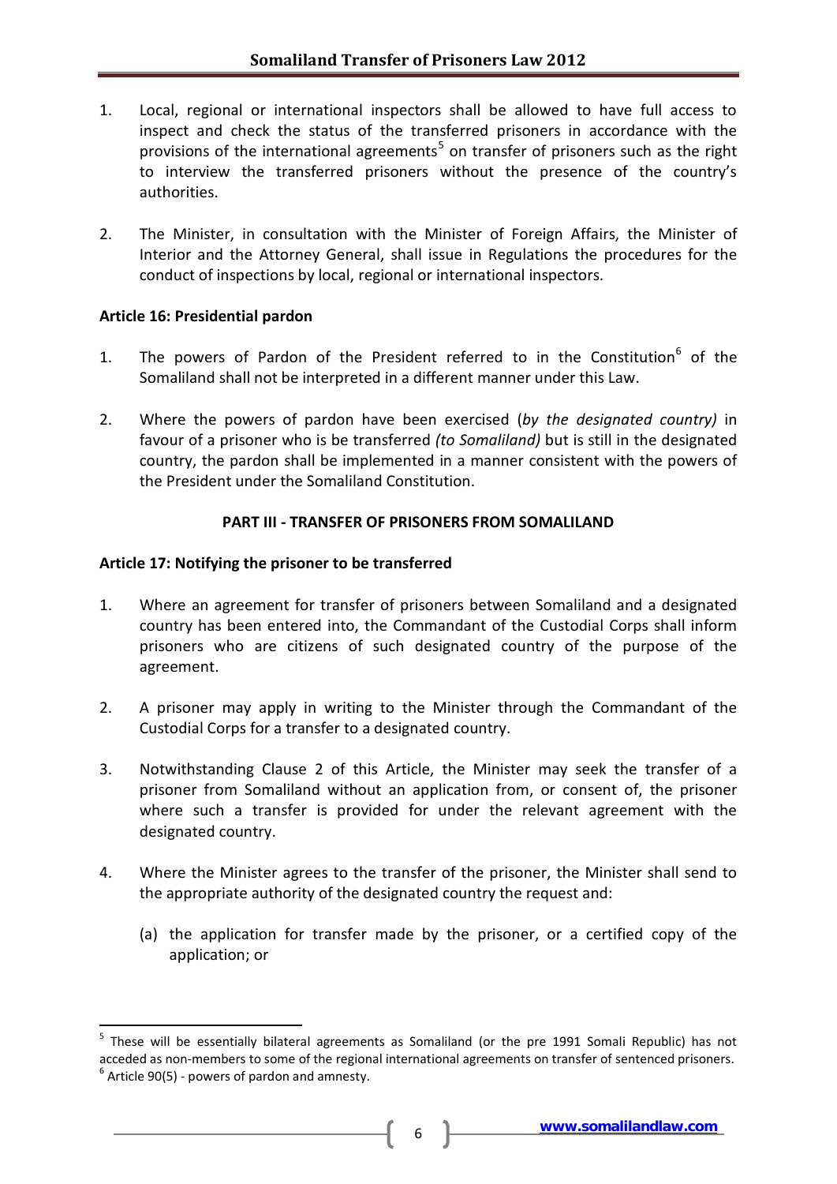1. Local, regional or international inspectors shall be allowed to have full access to inspect and check the status of the transferred prisoners in accordance with the provisions of the international agreements[5] on transfer of prisoners such as the right to interview the transferred prisoners without the presence of the country's authorities.

2. The Minister, in consultation with the Minister of Foreign Affairs, the Minister of Interior and the Attorney General, shall issue in Regulations the procedures for the conduct of inspections by local, regional or international inspectors.

**Article 16: Presidential pardon**

1. The powers of Pardon of the President referred to in the Constitution[6] of the Somaliland shall not be interpreted in a different manner under this Law.

2. Where the powers of pardon have been exercised (*by the designated country)* in favour of a prisoner who is be transferred *(to Somaliland)* but is still in the designated country, the pardon shall be implemented in a manner consistent with the powers of the President under the Somaliland Constitution.

**PART III - TRANSFER OF PRISONERS FROM SOMALILAND**

**Article 17: Notifying the prisoner to be transferred**

1. Where an agreement for transfer of prisoners between Somaliland and a designated country has been entered into, the Commandant of the Custodial Corps shall inform prisoners who are citizens of such designated country of the purpose of the agreement.

2. A prisoner may apply in writing to the Minister through the Commandant of the Custodial Corps for a transfer to a designated country.

3. Notwithstanding Clause 2 of this Article, the Minister may seek the transfer of a prisoner from Somaliland without an application from, or consent of, the prisoner where such a transfer is provided for under the relevant agreement with the designated country.

4. Where the Minister agrees to the transfer of the prisoner, the Minister shall send to the appropriate authority of the designated country the request and:

   (a) the application for transfer made by the prisoner, or a certified copy of the application; or

---

[5] These will be essentially bilateral agreements as Somaliland (or the pre 1991 Somali Republic) has not acceded as non-members to some of the regional international agreements on transfer of sentenced prisoners.

[6] Article 90(5) - powers of pardon and amnesty.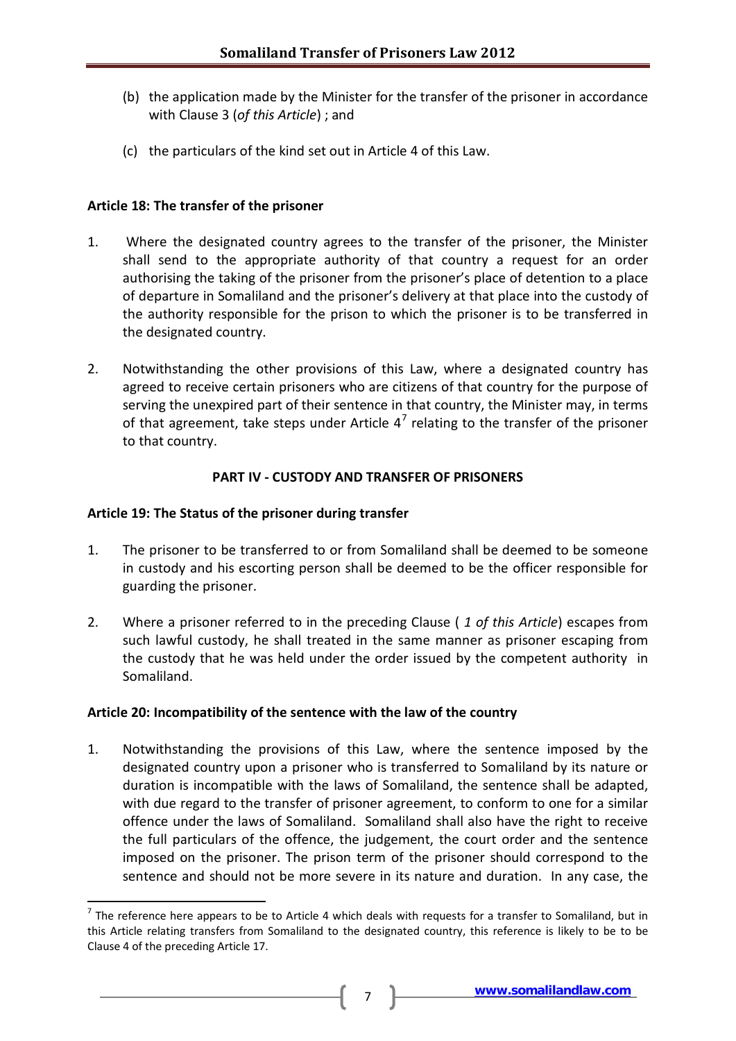(b) the application made by the Minister for the transfer of the prisoner in accordance with Clause 3 (*of this Article*) ; and

(c) the particulars of the kind set out in Article 4 of this Law.

**Article 18: The transfer of the prisoner**

1. Where the designated country agrees to the transfer of the prisoner, the Minister shall send to the appropriate authority of that country a request for an order authorising the taking of the prisoner from the prisoner's place of detention to a place of departure in Somaliland and the prisoner's delivery at that place into the custody of the authority responsible for the prison to which the prisoner is to be transferred in the designated country.

2. Notwithstanding the other provisions of this Law, where a designated country has agreed to receive certain prisoners who are citizens of that country for the purpose of serving the unexpired part of their sentence in that country, the Minister may, in terms of that agreement, take steps under Article 4[7] relating to the transfer of the prisoner to that country.

**PART IV - CUSTODY AND TRANSFER OF PRISONERS**

**Article 19: The Status of the prisoner during transfer**

1. The prisoner to be transferred to or from Somaliland shall be deemed to be someone in custody and his escorting person shall be deemed to be the officer responsible for guarding the prisoner.

2. Where a prisoner referred to in the preceding Clause ( *1 of this Article*) escapes from such lawful custody, he shall treated in the same manner as prisoner escaping from the custody that he was held under the order issued by the competent authority in Somaliland.

**Article 20: Incompatibility of the sentence with the law of the country**

1. Notwithstanding the provisions of this Law, where the sentence imposed by the designated country upon a prisoner who is transferred to Somaliland by its nature or duration is incompatible with the laws of Somaliland, the sentence shall be adapted, with due regard to the transfer of prisoner agreement, to conform to one for a similar offence under the laws of Somaliland. Somaliland shall also have the right to receive the full particulars of the offence, the judgement, the court order and the sentence imposed on the prisoner. The prison term of the prisoner should correspond to the sentence and should not be more severe in its nature and duration. In any case, the

---

[7] The reference here appears to be to Article 4 which deals with requests for a transfer to Somaliland, but in this Article relating transfers from Somaliland to the designated country, this reference is likely to be to be Clause 4 of the preceding Article 17.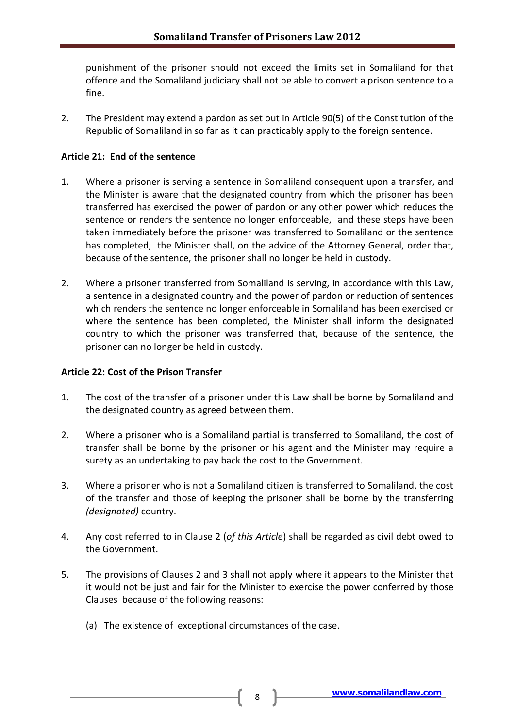punishment of the prisoner should not exceed the limits set in Somaliland for that offence and the Somaliland judiciary shall not be able to convert a prison sentence to a fine.

2. The President may extend a pardon as set out in Article 90(5) of the Constitution of the Republic of Somaliland in so far as it can practicably apply to the foreign sentence.

**Article 21: End of the sentence**

1. Where a prisoner is serving a sentence in Somaliland consequent upon a transfer, and the Minister is aware that the designated country from which the prisoner has been transferred has exercised the power of pardon or any other power which reduces the sentence or renders the sentence no longer enforceable, and these steps have been taken immediately before the prisoner was transferred to Somaliland or the sentence has completed, the Minister shall, on the advice of the Attorney General, order that, because of the sentence, the prisoner shall no longer be held in custody.

2. Where a prisoner transferred from Somaliland is serving, in accordance with this Law, a sentence in a designated country and the power of pardon or reduction of sentences which renders the sentence no longer enforceable in Somaliland has been exercised or where the sentence has been completed, the Minister shall inform the designated country to which the prisoner was transferred that, because of the sentence, the prisoner can no longer be held in custody.

**Article 22: Cost of the Prison Transfer**

1. The cost of the transfer of a prisoner under this Law shall be borne by Somaliland and the designated country as agreed between them.

2. Where a prisoner who is a Somaliland partial is transferred to Somaliland, the cost of transfer shall be borne by the prisoner or his agent and the Minister may require a surety as an undertaking to pay back the cost to the Government.

3. Where a prisoner who is not a Somaliland citizen is transferred to Somaliland, the cost of the transfer and those of keeping the prisoner shall be borne by the transferring *(designated)* country.

4. Any cost referred to in Clause 2 (*of this Article*) shall be regarded as civil debt owed to the Government.

5. The provisions of Clauses 2 and 3 shall not apply where it appears to the Minister that it would not be just and fair for the Minister to exercise the power conferred by those Clauses because of the following reasons:

   (a) The existence of exceptional circumstances of the case.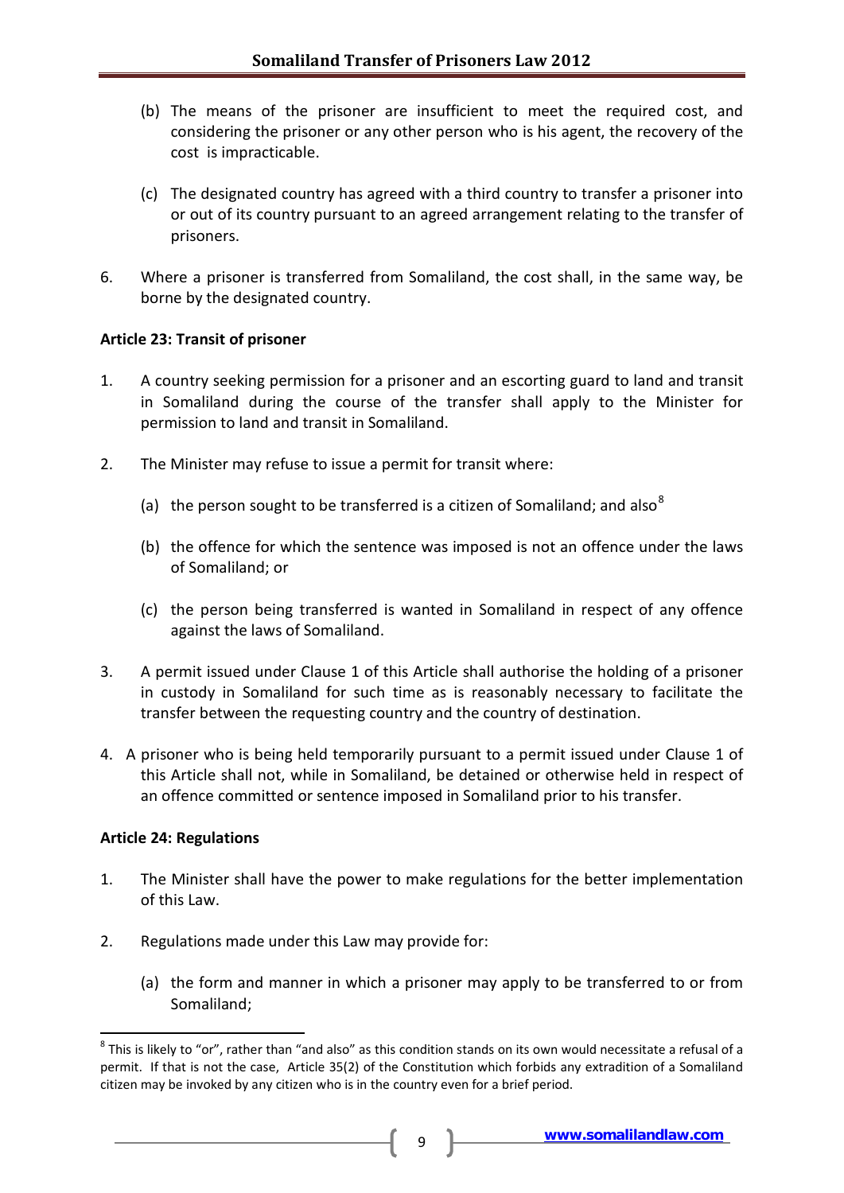(b) The means of the prisoner are insufficient to meet the required cost, and considering the prisoner or any other person who is his agent, the recovery of the cost is impracticable.

(c) The designated country has agreed with a third country to transfer a prisoner into or out of its country pursuant to an agreed arrangement relating to the transfer of prisoners.

6. Where a prisoner is transferred from Somaliland, the cost shall, in the same way, be borne by the designated country.

**Article 23: Transit of prisoner**

1. A country seeking permission for a prisoner and an escorting guard to land and transit in Somaliland during the course of the transfer shall apply to the Minister for permission to land and transit in Somaliland.

2. The Minister may refuse to issue a permit for transit where:

   (a) the person sought to be transferred is a citizen of Somaliland; and also[8]

   (b) the offence for which the sentence was imposed is not an offence under the laws of Somaliland; or

   (c) the person being transferred is wanted in Somaliland in respect of any offence against the laws of Somaliland.

3. A permit issued under Clause 1 of this Article shall authorise the holding of a prisoner in custody in Somaliland for such time as is reasonably necessary to facilitate the transfer between the requesting country and the country of destination.

4. A prisoner who is being held temporarily pursuant to a permit issued under Clause 1 of this Article shall not, while in Somaliland, be detained or otherwise held in respect of an offence committed or sentence imposed in Somaliland prior to his transfer.

**Article 24: Regulations**

1. The Minister shall have the power to make regulations for the better implementation of this Law.

2. Regulations made under this Law may provide for:

   (a) the form and manner in which a prisoner may apply to be transferred to or from Somaliland;

---

[8] This is likely to "or", rather than "and also" as this condition stands on its own would necessitate a refusal of a permit. If that is not the case, Article 35(2) of the Constitution which forbids any extradition of a Somaliland citizen may be invoked by any citizen who is in the country even for a brief period.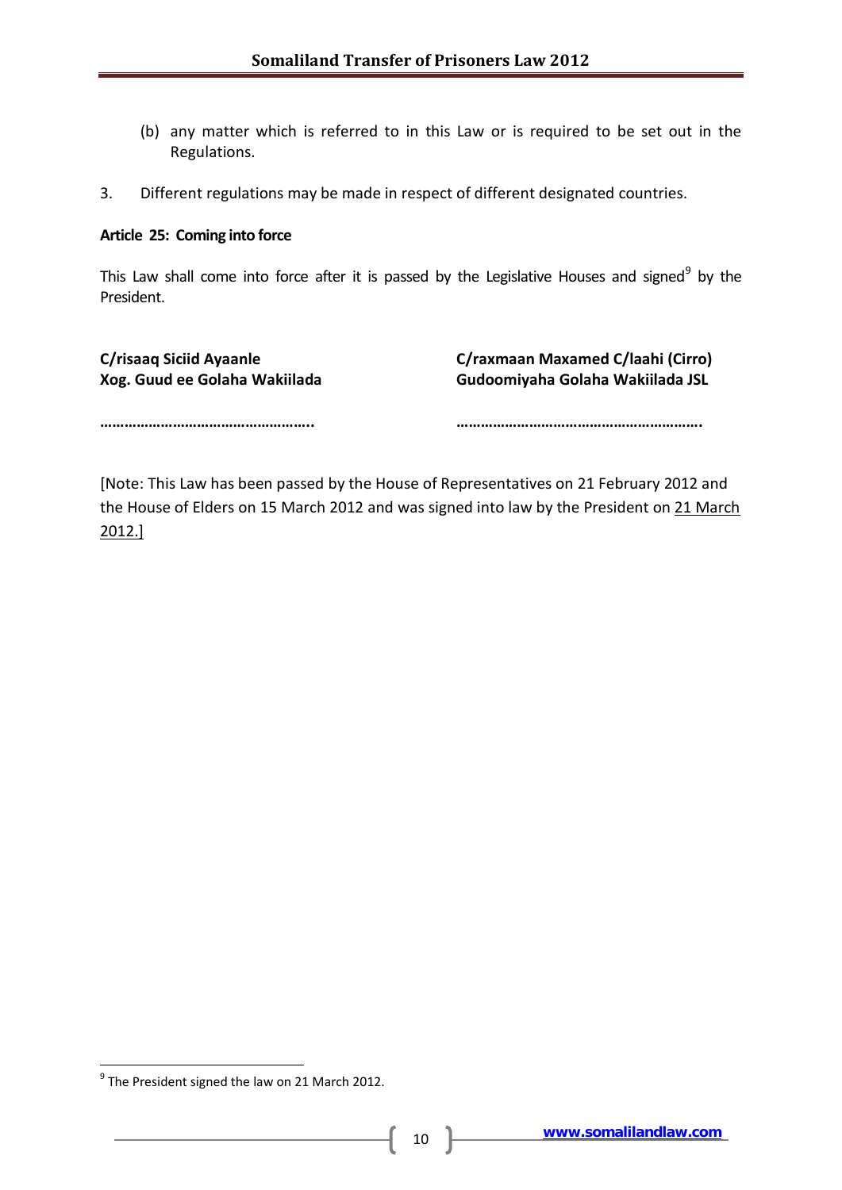(b) any matter which is referred to in this Law or is required to be set out in the Regulations.

3. Different regulations may be made in respect of different designated countries.

**Article 25: Coming into force**

This Law shall come into force after it is passed by the Legislative Houses and signed[9] by the President.

| | |
|---|---|
| **C/risaaq Siciid Ayaanle** | **C/raxmaan Maxamed C/laahi (Cirro)** |
| **Xog. Guud ee Golaha Wakiilada** | **Gudoomiyaha Golaha Wakiilada JSL** |
| …………………………………………….. | ……………………………………………………. |

[Note: This Law has been passed by the House of Representatives on 21 February 2012 and the House of Elders on 15 March 2012 and was signed into law by the President on 21 March 2012.]

[9] The President signed the law on 21 March 2012.